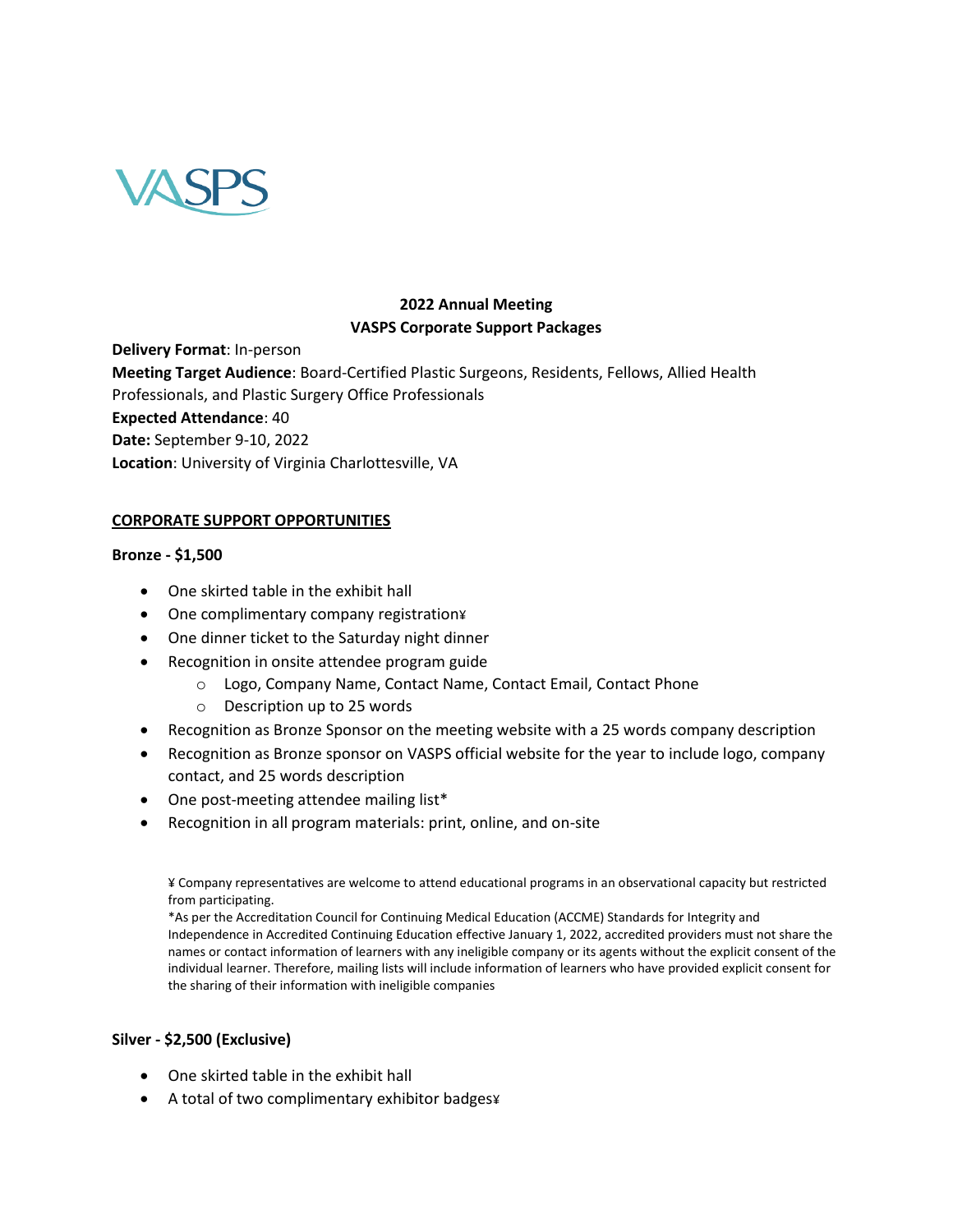VASPS

**2022 Annual Meeting**
**VASPS Corporate Support Packages**

**Delivery Format**: In-person
**Meeting Target Audience**: Board-Certified Plastic Surgeons, Residents, Fellows, Allied Health Professionals, and Plastic Surgery Office Professionals
**Expected Attendance**: 40
**Date:** September 9-10, 2022
**Location**: University of Virginia Charlottesville, VA

**CORPORATE SUPPORT OPPORTUNITIES**

**Bronze - $1,500**

- One skirted table in the exhibit hall
- One complimentary company registration¥
- One dinner ticket to the Saturday night dinner
- Recognition in onsite attendee program guide
  - Logo, Company Name, Contact Name, Contact Email, Contact Phone
  - Description up to 25 words
- Recognition as Bronze Sponsor on the meeting website with a 25 words company description
- Recognition as Bronze sponsor on VASPS official website for the year to include logo, company contact, and 25 words description
- One post-meeting attendee mailing list*
- Recognition in all program materials: print, online, and on-site

¥ Company representatives are welcome to attend educational programs in an observational capacity but restricted from participating.
*As per the Accreditation Council for Continuing Medical Education (ACCME) Standards for Integrity and Independence in Accredited Continuing Education effective January 1, 2022, accredited providers must not share the names or contact information of learners with any ineligible company or its agents without the explicit consent of the individual learner. Therefore, mailing lists will include information of learners who have provided explicit consent for the sharing of their information with ineligible companies

**Silver - $2,500 (Exclusive)**

- One skirted table in the exhibit hall
- A total of two complimentary exhibitor badges¥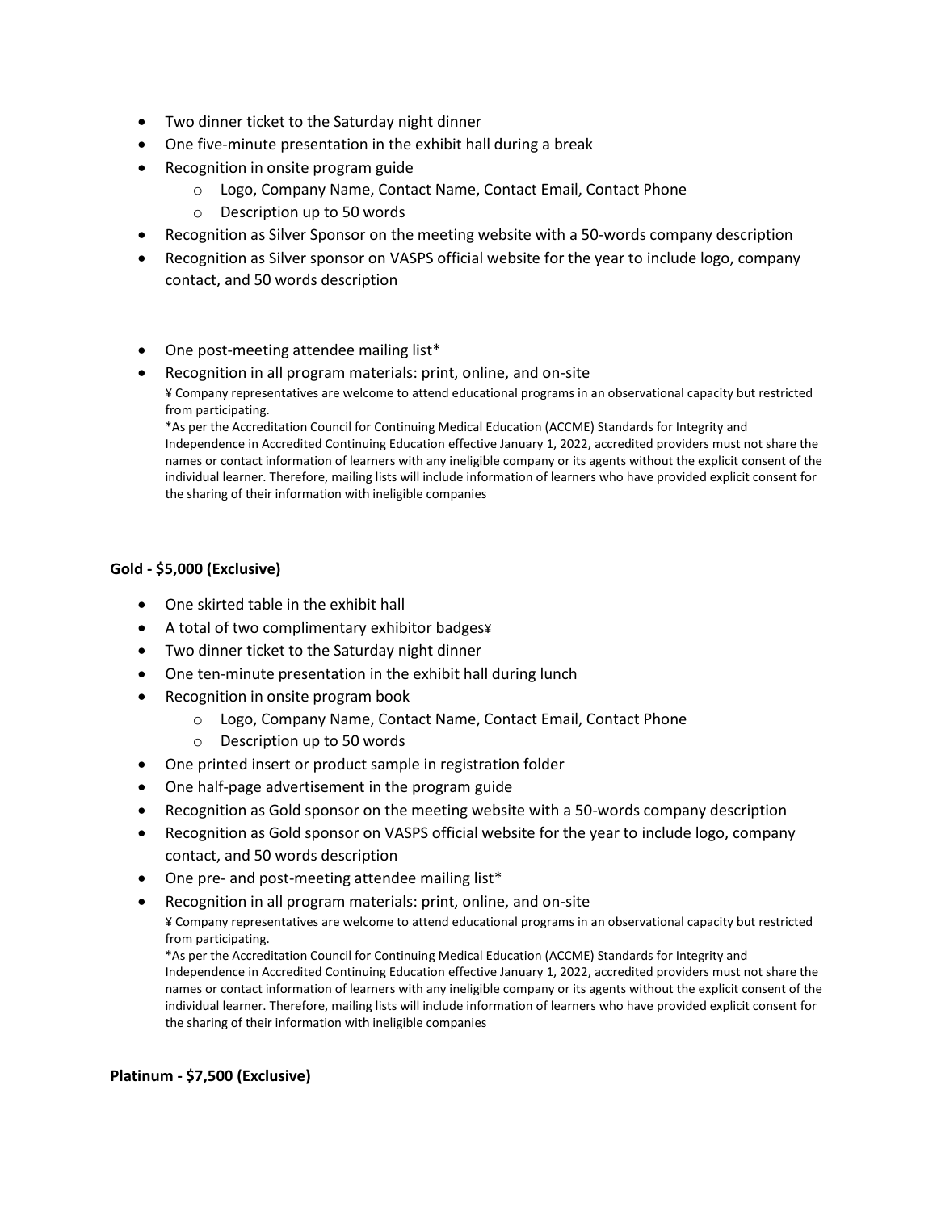- Two dinner ticket to the Saturday night dinner
- One five-minute presentation in the exhibit hall during a break
- Recognition in onsite program guide
  - Logo, Company Name, Contact Name, Contact Email, Contact Phone
  - Description up to 50 words
- Recognition as Silver Sponsor on the meeting website with a 50-words company description
- Recognition as Silver sponsor on VASPS official website for the year to include logo, company contact, and 50 words description
- One post-meeting attendee mailing list*
- Recognition in all program materials: print, online, and on-site

¥ Company representatives are welcome to attend educational programs in an observational capacity but restricted from participating.

*As per the Accreditation Council for Continuing Medical Education (ACCME) Standards for Integrity and Independence in Accredited Continuing Education effective January 1, 2022, accredited providers must not share the names or contact information of learners with any ineligible company or its agents without the explicit consent of the individual learner. Therefore, mailing lists will include information of learners who have provided explicit consent for the sharing of their information with ineligible companies

**Gold - $5,000 (Exclusive)**

- One skirted table in the exhibit hall
- A total of two complimentary exhibitor badges¥
- Two dinner ticket to the Saturday night dinner
- One ten-minute presentation in the exhibit hall during lunch
- Recognition in onsite program book
  - Logo, Company Name, Contact Name, Contact Email, Contact Phone
  - Description up to 50 words
- One printed insert or product sample in registration folder
- One half-page advertisement in the program guide
- Recognition as Gold sponsor on the meeting website with a 50-words company description
- Recognition as Gold sponsor on VASPS official website for the year to include logo, company contact, and 50 words description
- One pre- and post-meeting attendee mailing list*
- Recognition in all program materials: print, online, and on-site

¥ Company representatives are welcome to attend educational programs in an observational capacity but restricted from participating.

*As per the Accreditation Council for Continuing Medical Education (ACCME) Standards for Integrity and Independence in Accredited Continuing Education effective January 1, 2022, accredited providers must not share the names or contact information of learners with any ineligible company or its agents without the explicit consent of the individual learner. Therefore, mailing lists will include information of learners who have provided explicit consent for the sharing of their information with ineligible companies

**Platinum - $7,500 (Exclusive)**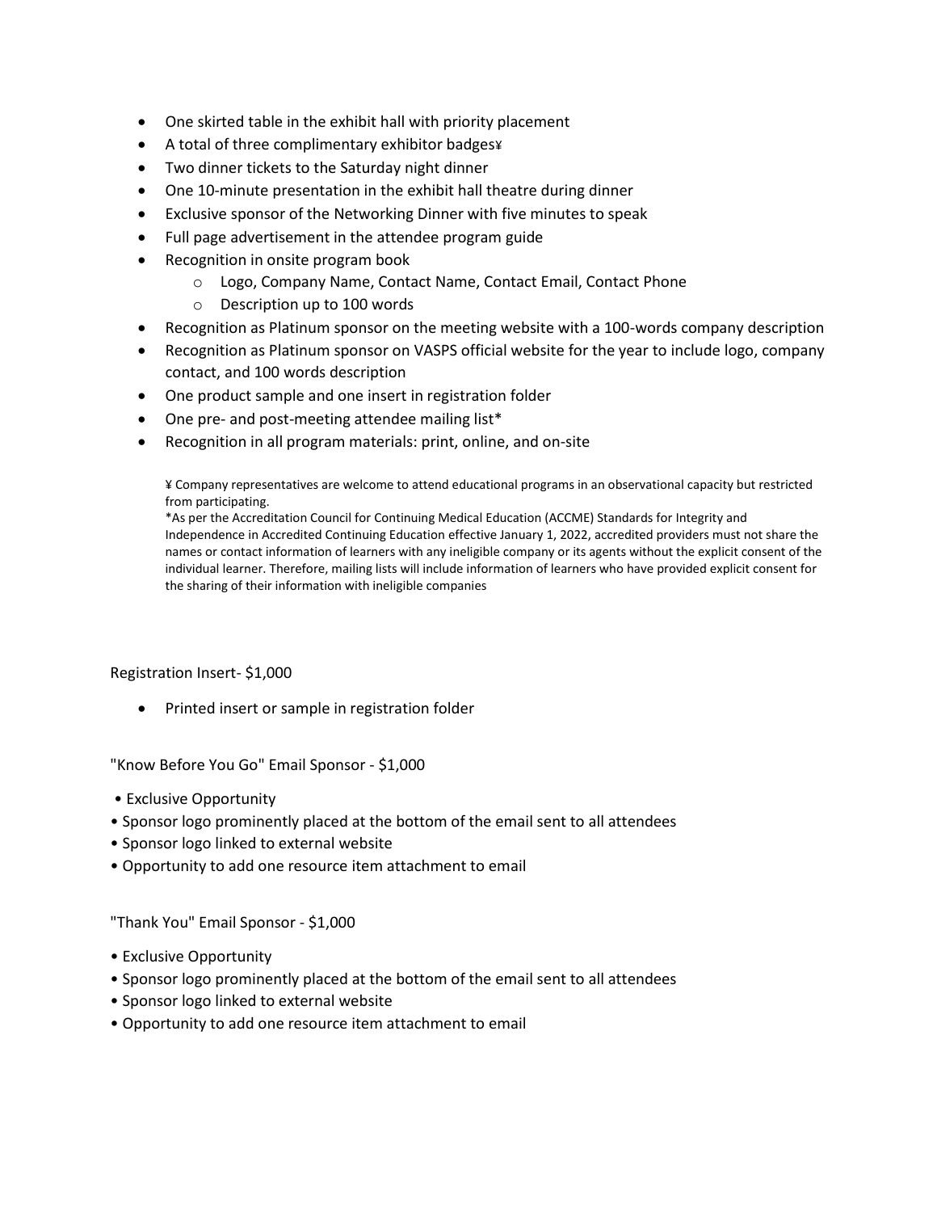- One skirted table in the exhibit hall with priority placement
- A total of three complimentary exhibitor badges¥
- Two dinner tickets to the Saturday night dinner
- One 10-minute presentation in the exhibit hall theatre during dinner
- Exclusive sponsor of the Networking Dinner with five minutes to speak
- Full page advertisement in the attendee program guide
- Recognition in onsite program book
    - Logo, Company Name, Contact Name, Contact Email, Contact Phone
    - Description up to 100 words
- Recognition as Platinum sponsor on the meeting website with a 100-words company description
- Recognition as Platinum sponsor on VASPS official website for the year to include logo, company contact, and 100 words description
- One product sample and one insert in registration folder
- One pre- and post-meeting attendee mailing list*
- Recognition in all program materials: print, online, and on-site

¥ Company representatives are welcome to attend educational programs in an observational capacity but restricted from participating.
*As per the Accreditation Council for Continuing Medical Education (ACCME) Standards for Integrity and Independence in Accredited Continuing Education effective January 1, 2022, accredited providers must not share the names or contact information of learners with any ineligible company or its agents without the explicit consent of the individual learner. Therefore, mailing lists will include information of learners who have provided explicit consent for the sharing of their information with ineligible companies

Registration Insert- $1,000

- Printed insert or sample in registration folder

"Know Before You Go" Email Sponsor - $1,000

- Exclusive Opportunity
- Sponsor logo prominently placed at the bottom of the email sent to all attendees
- Sponsor logo linked to external website
- Opportunity to add one resource item attachment to email

"Thank You" Email Sponsor - $1,000

- Exclusive Opportunity
- Sponsor logo prominently placed at the bottom of the email sent to all attendees
- Sponsor logo linked to external website
- Opportunity to add one resource item attachment to email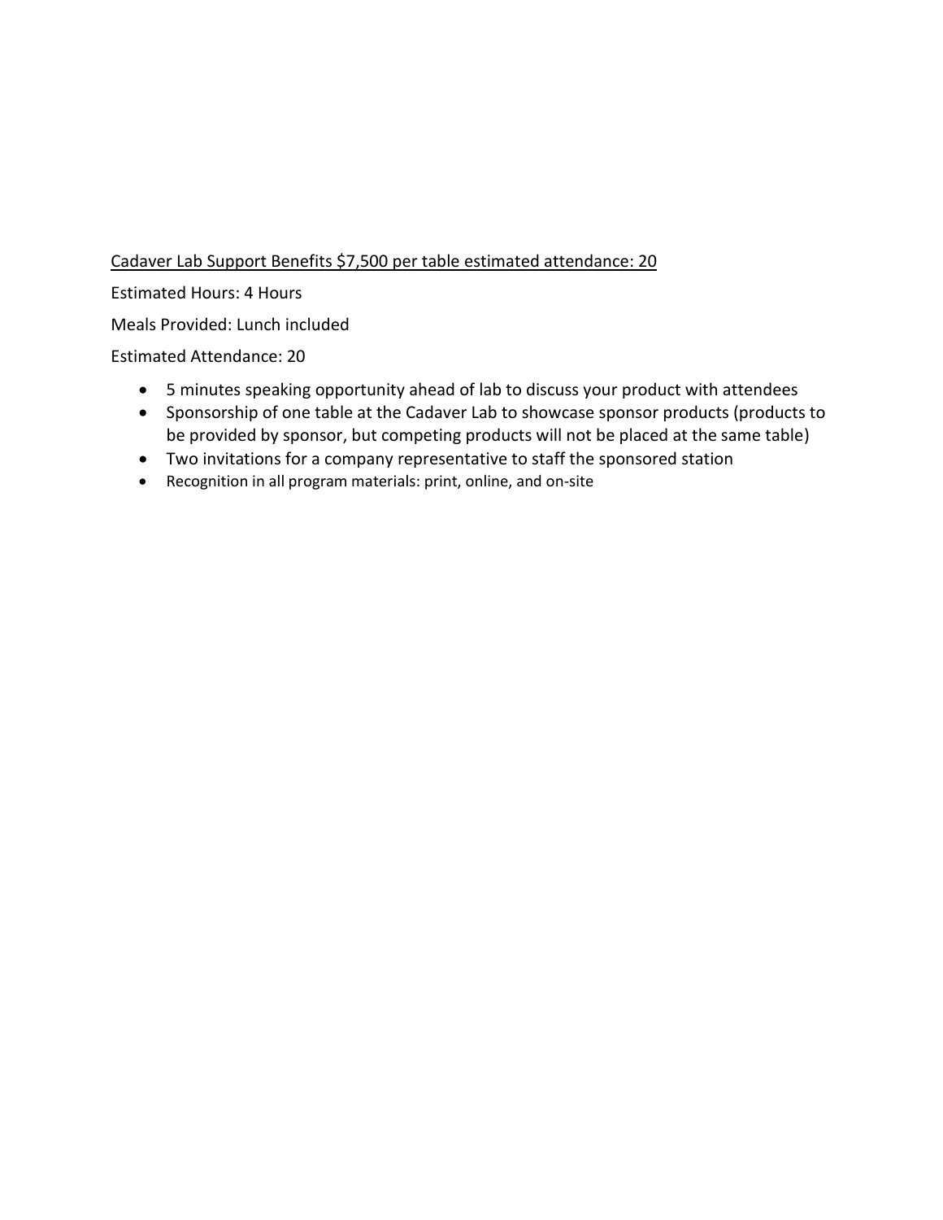<u>Cadaver Lab Support Benefits $7,500 per table estimated attendance: 20</u>

Estimated Hours: 4 Hours

Meals Provided: Lunch included

Estimated Attendance: 20

- 5 minutes speaking opportunity ahead of lab to discuss your product with attendees
- Sponsorship of one table at the Cadaver Lab to showcase sponsor products (products to be provided by sponsor, but competing products will not be placed at the same table)
- Two invitations for a company representative to staff the sponsored station
- Recognition in all program materials: print, online, and on-site